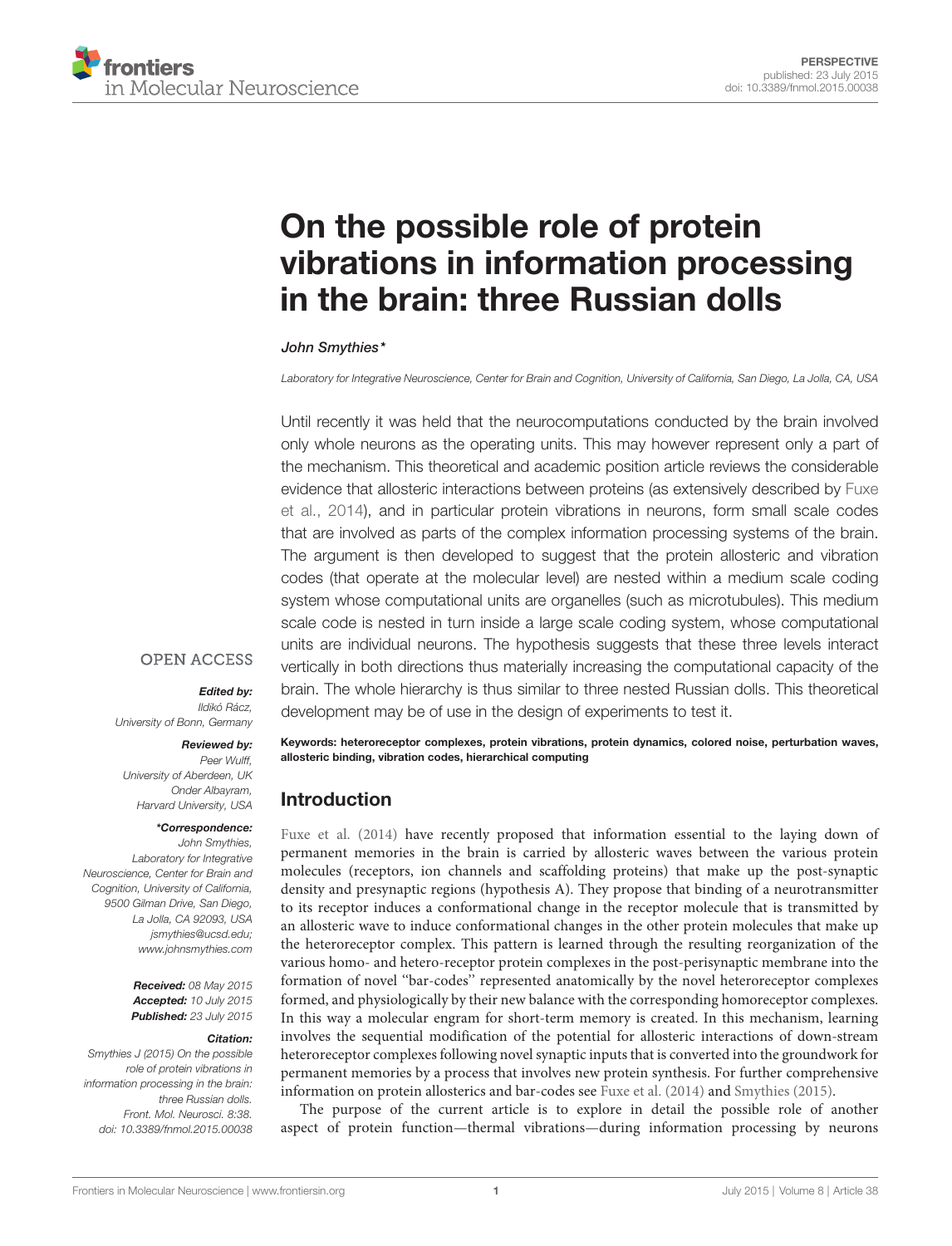PERSPECTIVE
published: 23 July 2015
doi: 10.3389/fnmol.2015.00038

# On the possible role of protein vibrations in information processing in the brain: three Russian dolls

*John Smythies**

*Laboratory for Integrative Neuroscience, Center for Brain and Cognition, University of California, San Diego, La Jolla, CA, USA*

Until recently it was held that the neurocomputations conducted by the brain involved only whole neurons as the operating units. This may however represent only a part of the mechanism. This theoretical and academic position article reviews the considerable evidence that allosteric interactions between proteins (as extensively described by Fuxe et al., 2014), and in particular protein vibrations in neurons, form small scale codes that are involved as parts of the complex information processing systems of the brain. The argument is then developed to suggest that the protein allosteric and vibration codes (that operate at the molecular level) are nested within a medium scale coding system whose computational units are organelles (such as microtubules). This medium scale code is nested in turn inside a large scale coding system, whose computational units are individual neurons. The hypothesis suggests that these three levels interact vertically in both directions thus materially increasing the computational capacity of the brain. The whole hierarchy is thus similar to three nested Russian dolls. This theoretical development may be of use in the design of experiments to test it.

**Keywords: heteroreceptor complexes, protein vibrations, protein dynamics, colored noise, perturbation waves, allosteric binding, vibration codes, hierarchical computing**

OPEN ACCESS

***Edited by:***
*Ildikó Rácz,*
*University of Bonn, Germany*

***Reviewed by:***
*Peer Wulff,*
*University of Aberdeen, UK*
*Onder Albayram,*
*Harvard University, USA*

***\*Correspondence:***
*John Smythies,*
*Laboratory for Integrative Neuroscience, Center for Brain and Cognition, University of California, 9500 Gilman Drive, San Diego, La Jolla, CA 92093, USA*
*jsmythies@ucsd.edu;*
*www.johnsmythies.com*

***Received:*** *08 May 2015*
***Accepted:*** *10 July 2015*
***Published:*** *23 July 2015*

***Citation:***
*Smythies J (2015) On the possible role of protein vibrations in information processing in the brain: three Russian dolls. Front. Mol. Neurosci. 8:38. doi: 10.3389/fnmol.2015.00038*

## Introduction

Fuxe et al. (2014) have recently proposed that information essential to the laying down of permanent memories in the brain is carried by allosteric waves between the various protein molecules (receptors, ion channels and scaffolding proteins) that make up the post-synaptic density and presynaptic regions (hypothesis A). They propose that binding of a neurotransmitter to its receptor induces a conformational change in the receptor molecule that is transmitted by an allosteric wave to induce conformational changes in the other protein molecules that make up the heteroreceptor complex. This pattern is learned through the resulting reorganization of the various homo- and hetero-receptor protein complexes in the post-perisynaptic membrane into the formation of novel "bar-codes" represented anatomically by the novel heteroreceptor complexes formed, and physiologically by their new balance with the corresponding homoreceptor complexes. In this way a molecular engram for short-term memory is created. In this mechanism, learning involves the sequential modification of the potential for allosteric interactions of down-stream heteroreceptor complexes following novel synaptic inputs that is converted into the groundwork for permanent memories by a process that involves new protein synthesis. For further comprehensive information on protein allosterics and bar-codes see Fuxe et al. (2014) and Smythies (2015).

The purpose of the current article is to explore in detail the possible role of another aspect of protein function—thermal vibrations—during information processing by neurons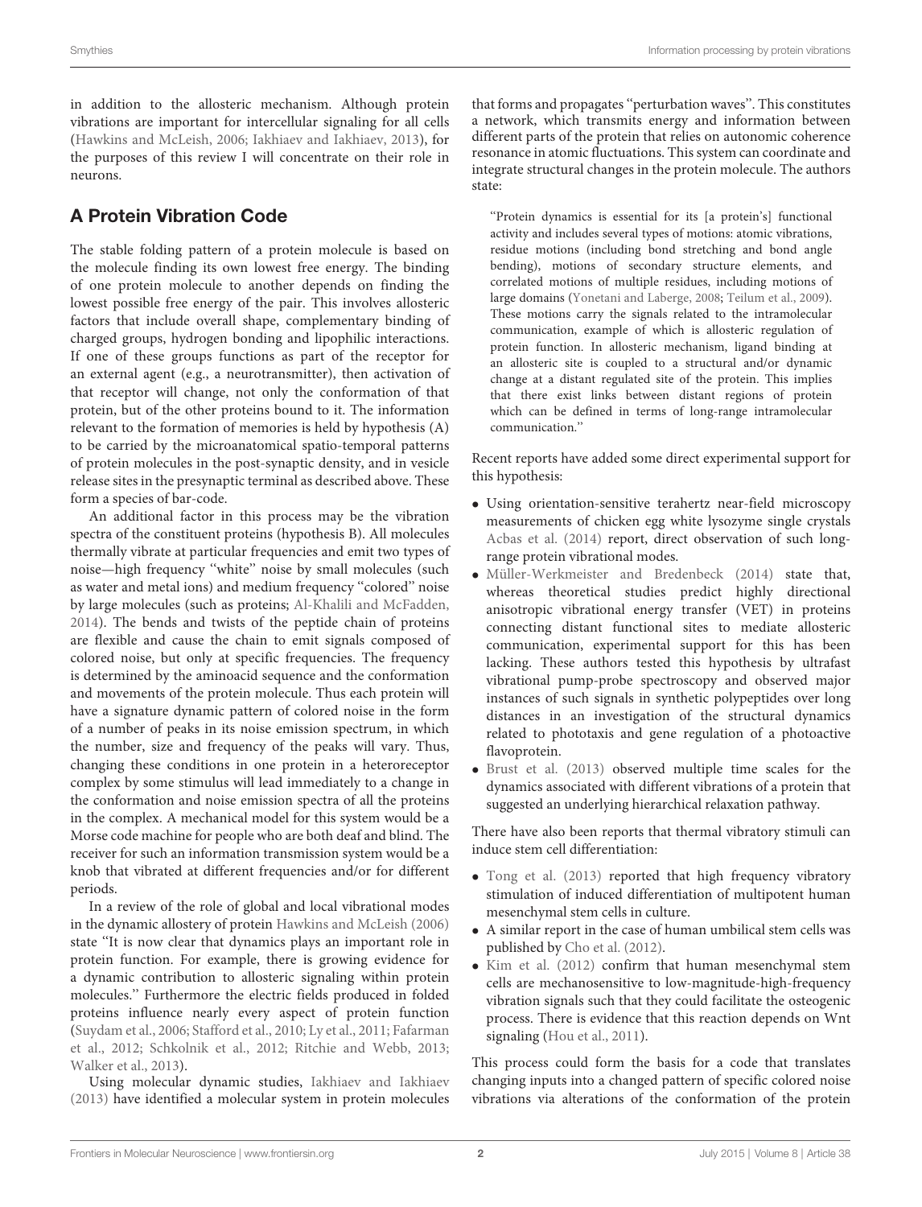in addition to the allosteric mechanism. Although protein vibrations are important for intercellular signaling for all cells (Hawkins and McLeish, 2006; Iakhiaev and Iakhiaev, 2013), for the purposes of this review I will concentrate on their role in neurons.

## A Protein Vibration Code

The stable folding pattern of a protein molecule is based on the molecule finding its own lowest free energy. The binding of one protein molecule to another depends on finding the lowest possible free energy of the pair. This involves allosteric factors that include overall shape, complementary binding of charged groups, hydrogen bonding and lipophilic interactions. If one of these groups functions as part of the receptor for an external agent (e.g., a neurotransmitter), then activation of that receptor will change, not only the conformation of that protein, but of the other proteins bound to it. The information relevant to the formation of memories is held by hypothesis (A) to be carried by the microanatomical spatio-temporal patterns of protein molecules in the post-synaptic density, and in vesicle release sites in the presynaptic terminal as described above. These form a species of bar-code.

An additional factor in this process may be the vibration spectra of the constituent proteins (hypothesis B). All molecules thermally vibrate at particular frequencies and emit two types of noise—high frequency "white" noise by small molecules (such as water and metal ions) and medium frequency "colored" noise by large molecules (such as proteins; Al-Khalili and McFadden, 2014). The bends and twists of the peptide chain of proteins are flexible and cause the chain to emit signals composed of colored noise, but only at specific frequencies. The frequency is determined by the aminoacid sequence and the conformation and movements of the protein molecule. Thus each protein will have a signature dynamic pattern of colored noise in the form of a number of peaks in its noise emission spectrum, in which the number, size and frequency of the peaks will vary. Thus, changing these conditions in one protein in a heteroreceptor complex by some stimulus will lead immediately to a change in the conformation and noise emission spectra of all the proteins in the complex. A mechanical model for this system would be a Morse code machine for people who are both deaf and blind. The receiver for such an information transmission system would be a knob that vibrated at different frequencies and/or for different periods.

In a review of the role of global and local vibrational modes in the dynamic allostery of protein Hawkins and McLeish (2006) state "It is now clear that dynamics plays an important role in protein function. For example, there is growing evidence for a dynamic contribution to allosteric signaling within protein molecules." Furthermore the electric fields produced in folded proteins influence nearly every aspect of protein function (Suydam et al., 2006; Stafford et al., 2010; Ly et al., 2011; Fafarman et al., 2012; Schkolnik et al., 2012; Ritchie and Webb, 2013; Walker et al., 2013).

Using molecular dynamic studies, Iakhiaev and Iakhiaev (2013) have identified a molecular system in protein molecules that forms and propagates "perturbation waves". This constitutes a network, which transmits energy and information between different parts of the protein that relies on autonomic coherence resonance in atomic fluctuations. This system can coordinate and integrate structural changes in the protein molecule. The authors state:

> "Protein dynamics is essential for its [a protein's] functional activity and includes several types of motions: atomic vibrations, residue motions (including bond stretching and bond angle bending), motions of secondary structure elements, and correlated motions of multiple residues, including motions of large domains (Yonetani and Laberge, 2008; Teilum et al., 2009). These motions carry the signals related to the intramolecular communication, example of which is allosteric regulation of protein function. In allosteric mechanism, ligand binding at an allosteric site is coupled to a structural and/or dynamic change at a distant regulated site of the protein. This implies that there exist links between distant regions of protein which can be defined in terms of long-range intramolecular communication."

Recent reports have added some direct experimental support for this hypothesis:

- Using orientation-sensitive terahertz near-field microscopy measurements of chicken egg white lysozyme single crystals Acbas et al. (2014) report, direct observation of such long-range protein vibrational modes.
- Müller-Werkmeister and Bredenbeck (2014) state that, whereas theoretical studies predict highly directional anisotropic vibrational energy transfer (VET) in proteins connecting distant functional sites to mediate allosteric communication, experimental support for this has been lacking. These authors tested this hypothesis by ultrafast vibrational pump-probe spectroscopy and observed major instances of such signals in synthetic polypeptides over long distances in an investigation of the structural dynamics related to phototaxis and gene regulation of a photoactive flavoprotein.
- Brust et al. (2013) observed multiple time scales for the dynamics associated with different vibrations of a protein that suggested an underlying hierarchical relaxation pathway.

There have also been reports that thermal vibratory stimuli can induce stem cell differentiation:

- Tong et al. (2013) reported that high frequency vibratory stimulation of induced differentiation of multipotent human mesenchymal stem cells in culture.
- A similar report in the case of human umbilical stem cells was published by Cho et al. (2012).
- Kim et al. (2012) confirm that human mesenchymal stem cells are mechanosensitive to low-magnitude-high-frequency vibration signals such that they could facilitate the osteogenic process. There is evidence that this reaction depends on Wnt signaling (Hou et al., 2011).

This process could form the basis for a code that translates changing inputs into a changed pattern of specific colored noise vibrations via alterations of the conformation of the protein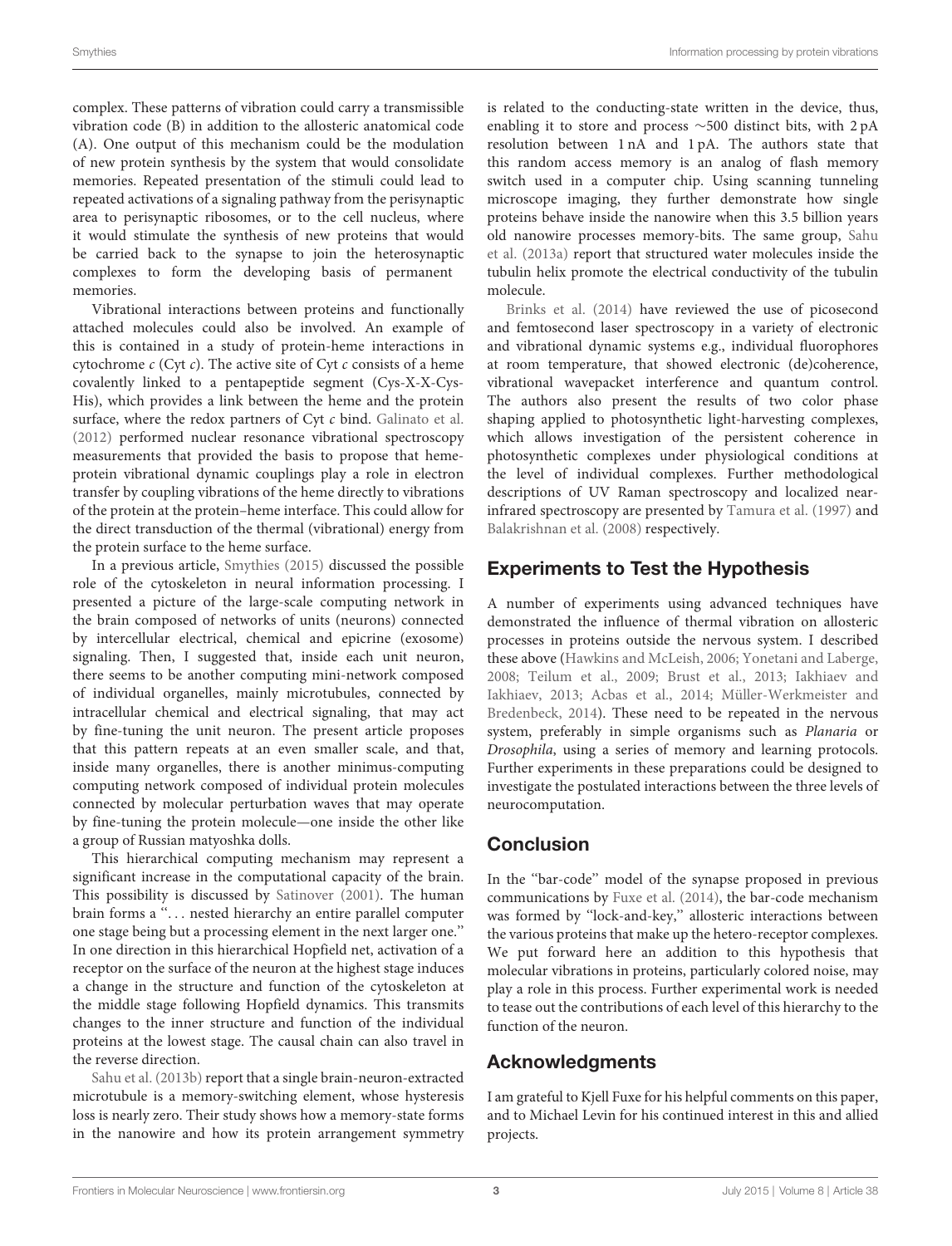complex. These patterns of vibration could carry a transmissible vibration code (B) in addition to the allosteric anatomical code (A). One output of this mechanism could be the modulation of new protein synthesis by the system that would consolidate memories. Repeated presentation of the stimuli could lead to repeated activations of a signaling pathway from the perisynaptic area to perisynaptic ribosomes, or to the cell nucleus, where it would stimulate the synthesis of new proteins that would be carried back to the synapse to join the heterosynaptic complexes to form the developing basis of permanent memories.

Vibrational interactions between proteins and functionally attached molecules could also be involved. An example of this is contained in a study of protein-heme interactions in cytochrome *c* (Cyt *c*). The active site of Cyt *c* consists of a heme covalently linked to a pentapeptide segment (Cys-X-X-Cys-His), which provides a link between the heme and the protein surface, where the redox partners of Cyt *c* bind. Galinato et al. (2012) performed nuclear resonance vibrational spectroscopy measurements that provided the basis to propose that heme-protein vibrational dynamic couplings play a role in electron transfer by coupling vibrations of the heme directly to vibrations of the protein at the protein–heme interface. This could allow for the direct transduction of the thermal (vibrational) energy from the protein surface to the heme surface.

In a previous article, Smythies (2015) discussed the possible role of the cytoskeleton in neural information processing. I presented a picture of the large-scale computing network in the brain composed of networks of units (neurons) connected by intercellular electrical, chemical and epicrine (exosome) signaling. Then, I suggested that, inside each unit neuron, there seems to be another computing mini-network composed of individual organelles, mainly microtubules, connected by intracellular chemical and electrical signaling, that may act by fine-tuning the unit neuron. The present article proposes that this pattern repeats at an even smaller scale, and that, inside many organelles, there is another minimus-computing computing network composed of individual protein molecules connected by molecular perturbation waves that may operate by fine-tuning the protein molecule—one inside the other like a group of Russian matyoshka dolls.

This hierarchical computing mechanism may represent a significant increase in the computational capacity of the brain. This possibility is discussed by Satinover (2001). The human brain forms a "… nested hierarchy an entire parallel computer one stage being but a processing element in the next larger one." In one direction in this hierarchical Hopfield net, activation of a receptor on the surface of the neuron at the highest stage induces a change in the structure and function of the cytoskeleton at the middle stage following Hopfield dynamics. This transmits changes to the inner structure and function of the individual proteins at the lowest stage. The causal chain can also travel in the reverse direction.

Sahu et al. (2013b) report that a single brain-neuron-extracted microtubule is a memory-switching element, whose hysteresis loss is nearly zero. Their study shows how a memory-state forms in the nanowire and how its protein arrangement symmetry is related to the conducting-state written in the device, thus, enabling it to store and process ~500 distinct bits, with 2 pA resolution between 1 nA and 1 pA. The authors state that this random access memory is an analog of flash memory switch used in a computer chip. Using scanning tunneling microscope imaging, they further demonstrate how single proteins behave inside the nanowire when this 3.5 billion years old nanowire processes memory-bits. The same group, Sahu et al. (2013a) report that structured water molecules inside the tubulin helix promote the electrical conductivity of the tubulin molecule.

Brinks et al. (2014) have reviewed the use of picosecond and femtosecond laser spectroscopy in a variety of electronic and vibrational dynamic systems e.g., individual fluorophores at room temperature, that showed electronic (de)coherence, vibrational wavepacket interference and quantum control. The authors also present the results of two color phase shaping applied to photosynthetic light-harvesting complexes, which allows investigation of the persistent coherence in photosynthetic complexes under physiological conditions at the level of individual complexes. Further methodological descriptions of UV Raman spectroscopy and localized near-infrared spectroscopy are presented by Tamura et al. (1997) and Balakrishnan et al. (2008) respectively.

## Experiments to Test the Hypothesis

A number of experiments using advanced techniques have demonstrated the influence of thermal vibration on allosteric processes in proteins outside the nervous system. I described these above (Hawkins and McLeish, 2006; Yonetani and Laberge, 2008; Teilum et al., 2009; Brust et al., 2013; Iakhiaev and Iakhiaev, 2013; Acbas et al., 2014; Müller-Werkmeister and Bredenbeck, 2014). These need to be repeated in the nervous system, preferably in simple organisms such as *Planaria* or *Drosophila*, using a series of memory and learning protocols. Further experiments in these preparations could be designed to investigate the postulated interactions between the three levels of neurocomputation.

## Conclusion

In the "bar-code" model of the synapse proposed in previous communications by Fuxe et al. (2014), the bar-code mechanism was formed by "lock-and-key," allosteric interactions between the various proteins that make up the hetero-receptor complexes. We put forward here an addition to this hypothesis that molecular vibrations in proteins, particularly colored noise, may play a role in this process. Further experimental work is needed to tease out the contributions of each level of this hierarchy to the function of the neuron.

## Acknowledgments

I am grateful to Kjell Fuxe for his helpful comments on this paper, and to Michael Levin for his continued interest in this and allied projects.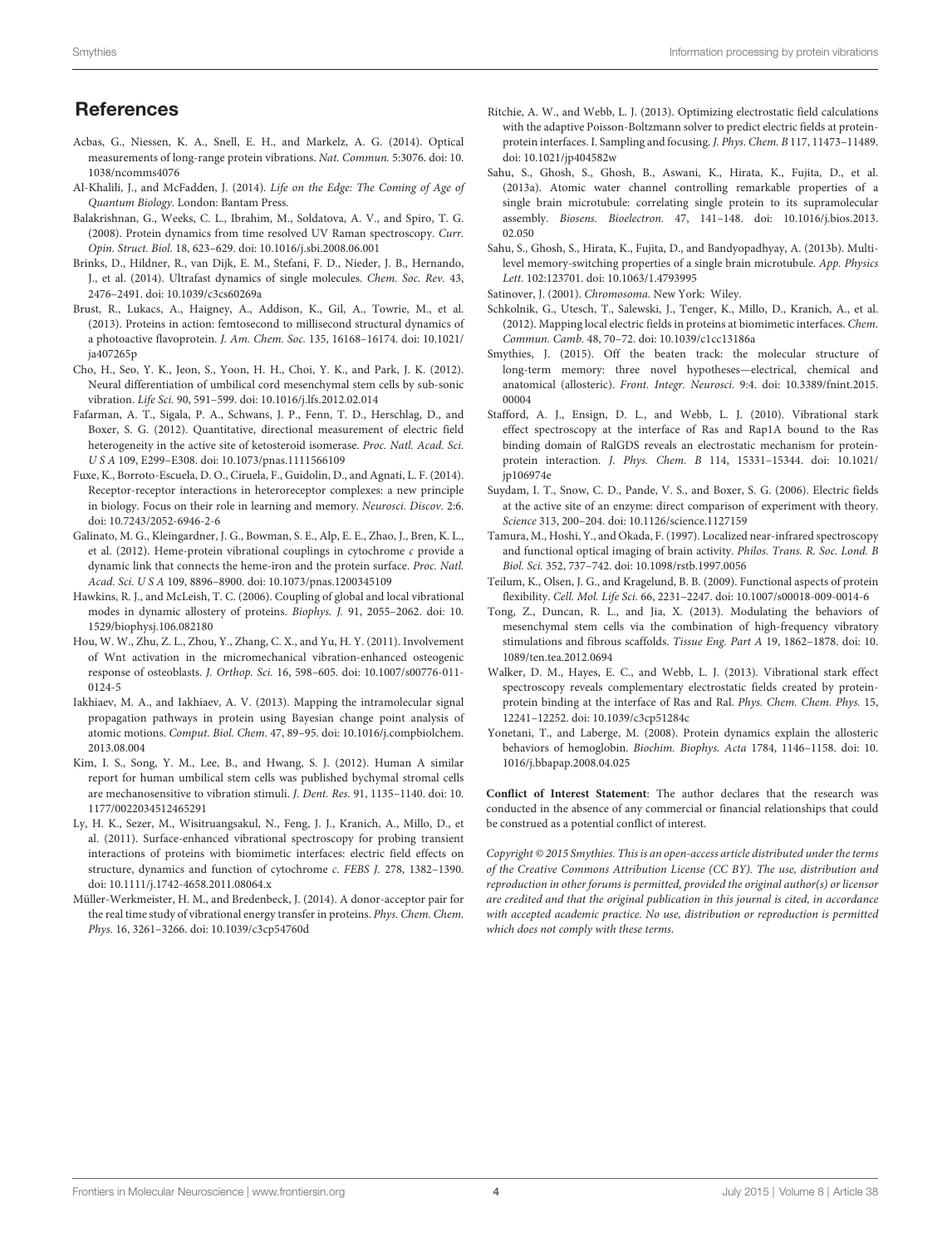## References

Acbas, G., Niessen, K. A., Snell, E. H., and Markelz, A. G. (2014). Optical measurements of long-range protein vibrations. *Nat. Commun.* 5:3076. doi: 10.1038/ncomms4076

Al-Khalili, J., and McFadden, J. (2014). *Life on the Edge: The Coming of Age of Quantum Biology*. London: Bantam Press.

Balakrishnan, G., Weeks, C. L., Ibrahim, M., Soldatova, A. V., and Spiro, T. G. (2008). Protein dynamics from time resolved UV Raman spectroscopy. *Curr. Opin. Struct. Biol.* 18, 623–629. doi: 10.1016/j.sbi.2008.06.001

Brinks, D., Hildner, R., van Dijk, E. M., Stefani, F. D., Nieder, J. B., Hernando, J., et al. (2014). Ultrafast dynamics of single molecules. *Chem. Soc. Rev.* 43, 2476–2491. doi: 10.1039/c3cs60269a

Brust, R., Lukacs, A., Haigney, A., Addison, K., Gil, A., Towrie, M., et al. (2013). Proteins in action: femtosecond to millisecond structural dynamics of a photoactive flavoprotein. *J. Am. Chem. Soc.* 135, 16168–16174. doi: 10.1021/ja407265p

Cho, H., Seo, Y. K., Jeon, S., Yoon, H. H., Choi, Y. K., and Park, J. K. (2012). Neural differentiation of umbilical cord mesenchymal stem cells by sub-sonic vibration. *Life Sci.* 90, 591–599. doi: 10.1016/j.lfs.2012.02.014

Fafarman, A. T., Sigala, P. A., Schwans, J. P., Fenn, T. D., Herschlag, D., and Boxer, S. G. (2012). Quantitative, directional measurement of electric field heterogeneity in the active site of ketosteroid isomerase. *Proc. Natl. Acad. Sci. U S A* 109, E299–E308. doi: 10.1073/pnas.1111566109

Fuxe, K., Borroto-Escuela, D. O., Ciruela, F., Guidolin, D., and Agnati, L. F. (2014). Receptor-receptor interactions in heteroreceptor complexes: a new principle in biology. Focus on their role in learning and memory. *Neurosci. Discov.* 2:6. doi: 10.7243/2052-6946-2-6

Galinato, M. G., Kleingardner, J. G., Bowman, S. E., Alp, E. E., Zhao, J., Bren, K. L., et al. (2012). Heme-protein vibrational couplings in cytochrome *c* provide a dynamic link that connects the heme-iron and the protein surface. *Proc. Natl. Acad. Sci. U S A* 109, 8896–8900. doi: 10.1073/pnas.1200345109

Hawkins, R. J., and McLeish, T. C. (2006). Coupling of global and local vibrational modes in dynamic allostery of proteins. *Biophys. J.* 91, 2055–2062. doi: 10.1529/biophysj.106.082180

Hou, W. W., Zhu, Z. L., Zhou, Y., Zhang, C. X., and Yu, H. Y. (2011). Involvement of Wnt activation in the micromechanical vibration-enhanced osteogenic response of osteoblasts. *J. Orthop. Sci.* 16, 598–605. doi: 10.1007/s00776-011-0124-5

Iakhiaev, M. A., and Iakhiaev, A. V. (2013). Mapping the intramolecular signal propagation pathways in protein using Bayesian change point analysis of atomic motions. *Comput. Biol. Chem.* 47, 89–95. doi: 10.1016/j.compbiolchem.2013.08.004

Kim, I. S., Song, Y. M., Lee, B., and Hwang, S. J. (2012). Human A similar report for human umbilical stem cells was published bychymal stromal cells are mechanosensitive to vibration stimuli. *J. Dent. Res.* 91, 1135–1140. doi: 10.1177/0022034512465291

Ly, H. K., Sezer, M., Wisitruangsakul, N., Feng, J. J., Kranich, A., Millo, D., et al. (2011). Surface-enhanced vibrational spectroscopy for probing transient interactions of proteins with biomimetic interfaces: electric field effects on structure, dynamics and function of cytochrome *c*. *FEBS J.* 278, 1382–1390. doi: 10.1111/j.1742-4658.2011.08064.x

Müller-Werkmeister, H. M., and Bredenbeck, J. (2014). A donor-acceptor pair for the real time study of vibrational energy transfer in proteins. *Phys. Chem. Chem. Phys.* 16, 3261–3266. doi: 10.1039/c3cp54760d

Ritchie, A. W., and Webb, L. J. (2013). Optimizing electrostatic field calculations with the adaptive Poisson-Boltzmann solver to predict electric fields at protein-protein interfaces. I. Sampling and focusing. *J. Phys. Chem. B* 117, 11473–11489. doi: 10.1021/jp404582w

Sahu, S., Ghosh, S., Ghosh, B., Aswani, K., Hirata, K., Fujita, D., et al. (2013a). Atomic water channel controlling remarkable properties of a single brain microtubule: correlating single protein to its supramolecular assembly. *Biosens. Bioelectron.* 47, 141–148. doi: 10.1016/j.bios.2013.02.050

Sahu, S., Ghosh, S., Hirata, K., Fujita, D., and Bandyopadhyay, A. (2013b). Multi-level memory-switching properties of a single brain microtubule. *App. Physics Lett.* 102:123701. doi: 10.1063/1.4793995

Satinover, J. (2001). *Chromosoma*. New York: Wiley.

Schkolnik, G., Utesch, T., Salewski, J., Tenger, K., Millo, D., Kranich, A., et al. (2012). Mapping local electric fields in proteins at biomimetic interfaces. *Chem. Commun. Camb.* 48, 70–72. doi: 10.1039/c1cc13186a

Smythies, J. (2015). Off the beaten track: the molecular structure of long-term memory: three novel hypotheses—electrical, chemical and anatomical (allosteric). *Front. Integr. Neurosci.* 9:4. doi: 10.3389/fnint.2015.00004

Stafford, A. J., Ensign, D. L., and Webb, L. J. (2010). Vibrational stark effect spectroscopy at the interface of Ras and Rap1A bound to the Ras binding domain of RalGDS reveals an electrostatic mechanism for protein-protein interaction. *J. Phys. Chem. B* 114, 15331–15344. doi: 10.1021/jp106974e

Suydam, I. T., Snow, C. D., Pande, V. S., and Boxer, S. G. (2006). Electric fields at the active site of an enzyme: direct comparison of experiment with theory. *Science* 313, 200–204. doi: 10.1126/science.1127159

Tamura, M., Hoshi, Y., and Okada, F. (1997). Localized near-infrared spectroscopy and functional optical imaging of brain activity. *Philos. Trans. R. Soc. Lond. B Biol. Sci.* 352, 737–742. doi: 10.1098/rstb.1997.0056

Teilum, K., Olsen, J. G., and Kragelund, B. B. (2009). Functional aspects of protein flexibility. *Cell. Mol. Life Sci.* 66, 2231–2247. doi: 10.1007/s00018-009-0014-6

Tong, Z., Duncan, R. L., and Jia, X. (2013). Modulating the behaviors of mesenchymal stem cells via the combination of high-frequency vibratory stimulations and fibrous scaffolds. *Tissue Eng. Part A* 19, 1862–1878. doi: 10.1089/ten.tea.2012.0694

Walker, D. M., Hayes, E. C., and Webb, L. J. (2013). Vibrational stark effect spectroscopy reveals complementary electrostatic fields created by protein-protein binding at the interface of Ras and Ral. *Phys. Chem. Chem. Phys.* 15, 12241–12252. doi: 10.1039/c3cp51284c

Yonetani, T., and Laberge, M. (2008). Protein dynamics explain the allosteric behaviors of hemoglobin. *Biochim. Biophys. Acta* 1784, 1146–1158. doi: 10.1016/j.bbapap.2008.04.025

**Conflict of Interest Statement**: The author declares that the research was conducted in the absence of any commercial or financial relationships that could be construed as a potential conflict of interest.

*Copyright © 2015 Smythies. This is an open-access article distributed under the terms of the Creative Commons Attribution License (CC BY). The use, distribution and reproduction in other forums is permitted, provided the original author(s) or licensor are credited and that the original publication in this journal is cited, in accordance with accepted academic practice. No use, distribution or reproduction is permitted which does not comply with these terms.*